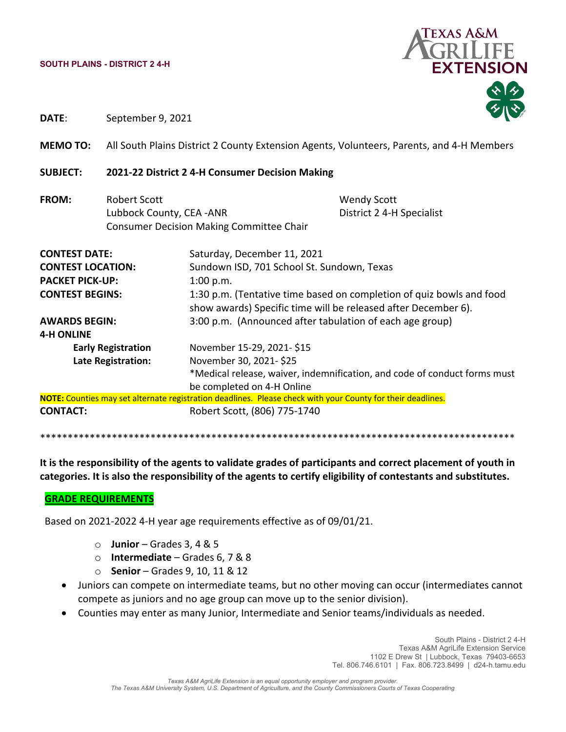**SOUTH PLAINS - DISTRICT 2 4-H**

**DATE**: September 9, 2021

**MEMO TO:** All South Plains District 2 County Extension Agents, Volunteers, Parents, and 4-H Members

**SUBJECT:** **2021-22 District 2 4-H Consumer Decision Making**

**FROM:** Robert Scott
Lubbock County, CEA -ANR
Consumer Decision Making Committee Chair

Wendy Scott
District 2 4-H Specialist

**CONTEST DATE:** Saturday, December 11, 2021

**CONTEST LOCATION:** Sundown ISD, 701 School St. Sundown, Texas

**PACKET PICK-UP:** 1:00 p.m.

**CONTEST BEGINS:** 1:30 p.m. (Tentative time based on completion of quiz bowls and food show awards) Specific time will be released after December 6).

**AWARDS BEGIN:** 3:00 p.m. (Announced after tabulation of each age group)

**4-H ONLINE**

- **Early Registration** November 15-29, 2021- $15
- **Late Registration:** November 30, 2021- $25

*Medical release, waiver, indemnification, and code of conduct forms must be completed on 4-H Online

**NOTE:** Counties may set alternate registration deadlines. Please check with your County for their deadlines.

**CONTACT:** Robert Scott, (806) 775-1740

*****************************************************************************************

**It is the responsibility of the agents to validate grades of participants and correct placement of youth in categories. It is also the responsibility of the agents to certify eligibility of contestants and substitutes.**

## GRADE REQUIREMENTS

Based on 2021-2022 4-H year age requirements effective as of 09/01/21.

- **Junior** – Grades 3, 4 & 5
- **Intermediate** – Grades 6, 7 & 8
- **Senior** – Grades 9, 10, 11 & 12

- Juniors can compete on intermediate teams, but no other moving can occur (intermediates cannot compete as juniors and no age group can move up to the senior division).
- Counties may enter as many Junior, Intermediate and Senior teams/individuals as needed.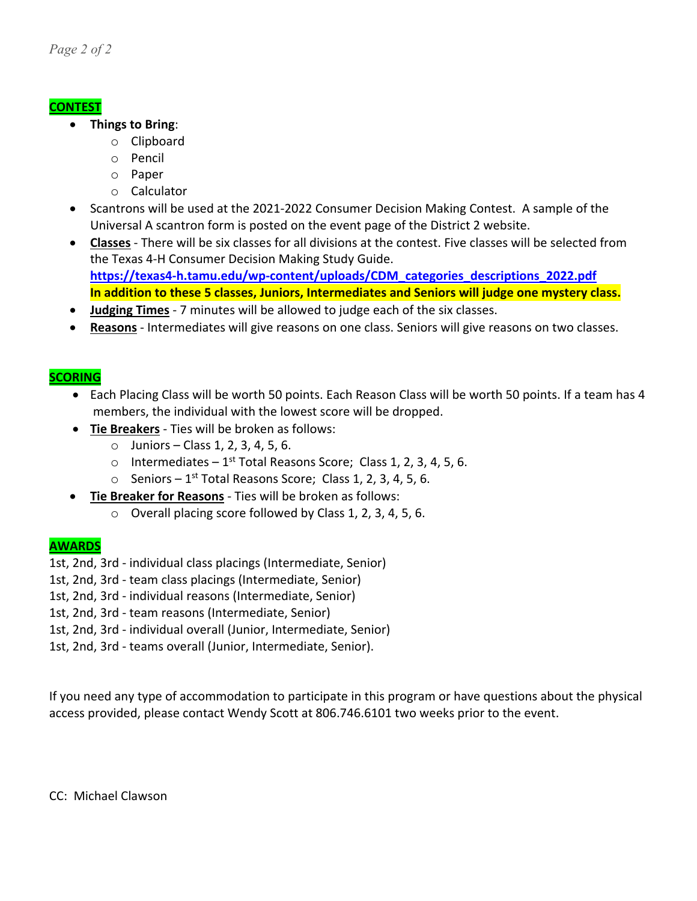## CONTEST

- **Things to Bring**:
  - Clipboard
  - Pencil
  - Paper
  - Calculator
- Scantrons will be used at the 2021-2022 Consumer Decision Making Contest. A sample of the Universal A scantron form is posted on the event page of the District 2 website.
- **Classes** - There will be six classes for all divisions at the contest. Five classes will be selected from the Texas 4-H Consumer Decision Making Study Guide. **https://texas4-h.tamu.edu/wp-content/uploads/CDM_categories_descriptions_2022.pdf** **In addition to these 5 classes, Juniors, Intermediates and Seniors will judge one mystery class.**
- **Judging Times** - 7 minutes will be allowed to judge each of the six classes.
- **Reasons** - Intermediates will give reasons on one class. Seniors will give reasons on two classes.

## SCORING

- Each Placing Class will be worth 50 points. Each Reason Class will be worth 50 points. If a team has 4 members, the individual with the lowest score will be dropped.
- **Tie Breakers** - Ties will be broken as follows:
  - Juniors – Class 1, 2, 3, 4, 5, 6.
  - Intermediates – 1st Total Reasons Score; Class 1, 2, 3, 4, 5, 6.
  - Seniors – 1st Total Reasons Score; Class 1, 2, 3, 4, 5, 6.
- **Tie Breaker for Reasons** - Ties will be broken as follows:
  - Overall placing score followed by Class 1, 2, 3, 4, 5, 6.

## AWARDS

1st, 2nd, 3rd - individual class placings (Intermediate, Senior)
1st, 2nd, 3rd - team class placings (Intermediate, Senior)
1st, 2nd, 3rd - individual reasons (Intermediate, Senior)
1st, 2nd, 3rd - team reasons (Intermediate, Senior)
1st, 2nd, 3rd - individual overall (Junior, Intermediate, Senior)
1st, 2nd, 3rd - teams overall (Junior, Intermediate, Senior).

If you need any type of accommodation to participate in this program or have questions about the physical access provided, please contact Wendy Scott at 806.746.6101 two weeks prior to the event.

CC: Michael Clawson